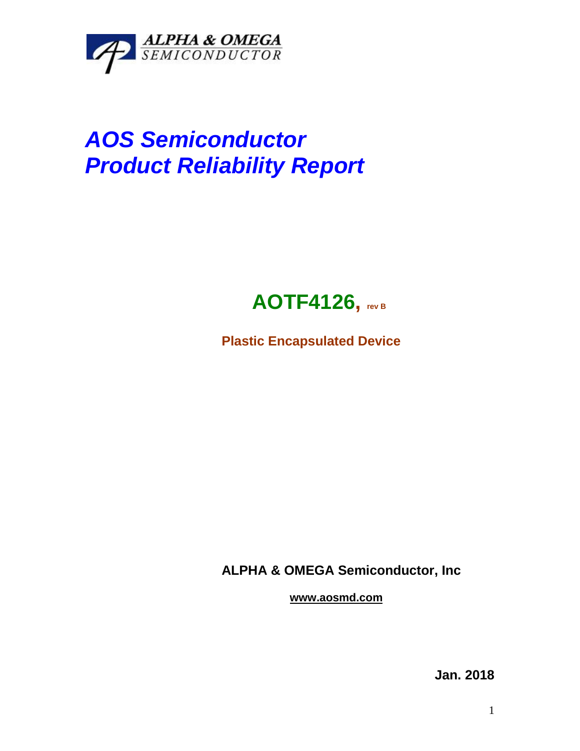ALPHA & OMEGA
SEMICONDUCTOR

# *AOS Semiconductor*
# *Product Reliability Report*

## AOTF4126, rev B

**Plastic Encapsulated Device**

**ALPHA & OMEGA Semiconductor, Inc**

**www.aosmd.com**

**Jan. 2018**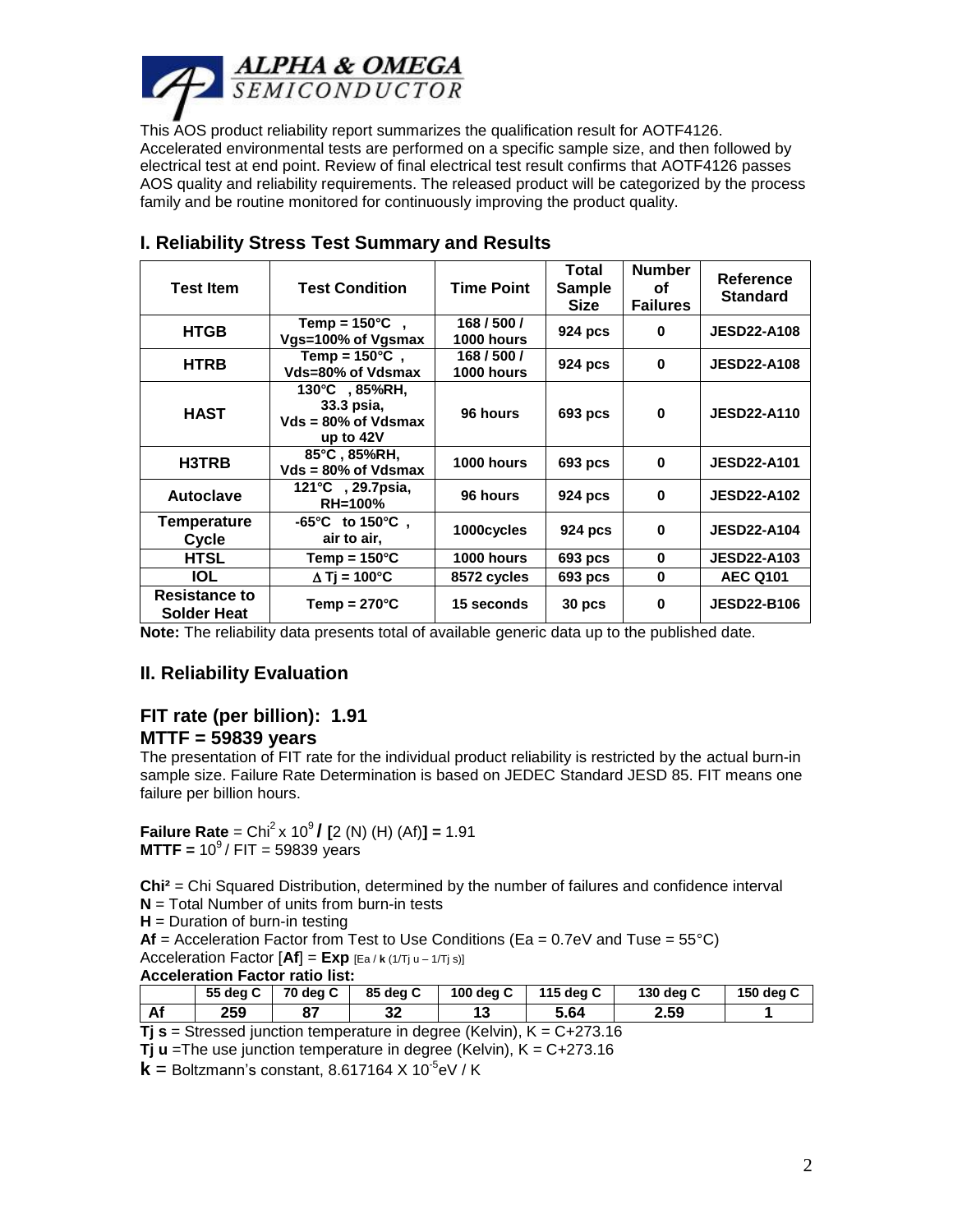This AOS product reliability report summarizes the qualification result for AOTF4126. Accelerated environmental tests are performed on a specific sample size, and then followed by electrical test at end point. Review of final electrical test result confirms that AOTF4126 passes AOS quality and reliability requirements. The released product will be categorized by the process family and be routine monitored for continuously improving the product quality.

## I. Reliability Stress Test Summary and Results

| Test Item | Test Condition | Time Point | Total Sample Size | Number of Failures | Reference Standard |
|---|---|---|---|---|---|
| HTGB | Temp = 150°C , Vgs=100% of Vgsmax | 168 / 500 / 1000 hours | 924 pcs | 0 | JESD22-A108 |
| HTRB | Temp = 150°C , Vds=80% of Vdsmax | 168 / 500 / 1000 hours | 924 pcs | 0 | JESD22-A108 |
| HAST | 130°C , 85%RH, 33.3 psia, Vds = 80% of Vdsmax up to 42V | 96 hours | 693 pcs | 0 | JESD22-A110 |
| H3TRB | 85°C , 85%RH, Vds = 80% of Vdsmax | 1000 hours | 693 pcs | 0 | JESD22-A101 |
| Autoclave | 121°C , 29.7psia, RH=100% | 96 hours | 924 pcs | 0 | JESD22-A102 |
| Temperature Cycle | -65°C to 150°C , air to air, | 1000cycles | 924 pcs | 0 | JESD22-A104 |
| HTSL | Temp = 150°C | 1000 hours | 693 pcs | 0 | JESD22-A103 |
| IOL | $\Delta$ Tj = 100°C | 8572 cycles | 693 pcs | 0 | AEC Q101 |
| Resistance to Solder Heat | Temp = 270°C | 15 seconds | 30 pcs | 0 | JESD22-B106 |

**Note:** The reliability data presents total of available generic data up to the published date.

## II. Reliability Evaluation

### FIT rate (per billion): 1.91

### MTTF = 59839 years

The presentation of FIT rate for the individual product reliability is restricted by the actual burn-in sample size. Failure Rate Determination is based on JEDEC Standard JESD 85. FIT means one failure per billion hours.

**Failure Rate** = $Chi^2 \times 10^9$ **/ [**2 (N) (H) (Af)**] =** 1.91
**MTTF =** $10^9$ / FIT = 59839 years

**Chi²** = Chi Squared Distribution, determined by the number of failures and confidence interval
**N** = Total Number of units from burn-in tests
**H** = Duration of burn-in testing
**Af** = Acceleration Factor from Test to Use Conditions (Ea = 0.7eV and Tuse = 55°C)
Acceleration Factor [**Af**] = **Exp** $[Ea / \mathbf{k} (1/Tj\,u - 1/Tj\,s)]$

**Acceleration Factor ratio list:**

| | 55 deg C | 70 deg C | 85 deg C | 100 deg C | 115 deg C | 130 deg C | 150 deg C |
|---|---|---|---|---|---|---|---|
| Af | 259 | 87 | 32 | 13 | 5.64 | 2.59 | 1 |

**Tj s** = Stressed junction temperature in degree (Kelvin), K = C+273.16
**Tj u** =The use junction temperature in degree (Kelvin), K = C+273.16
**k** = Boltzmann's constant, 8.617164 X $10^{-5}$eV / K